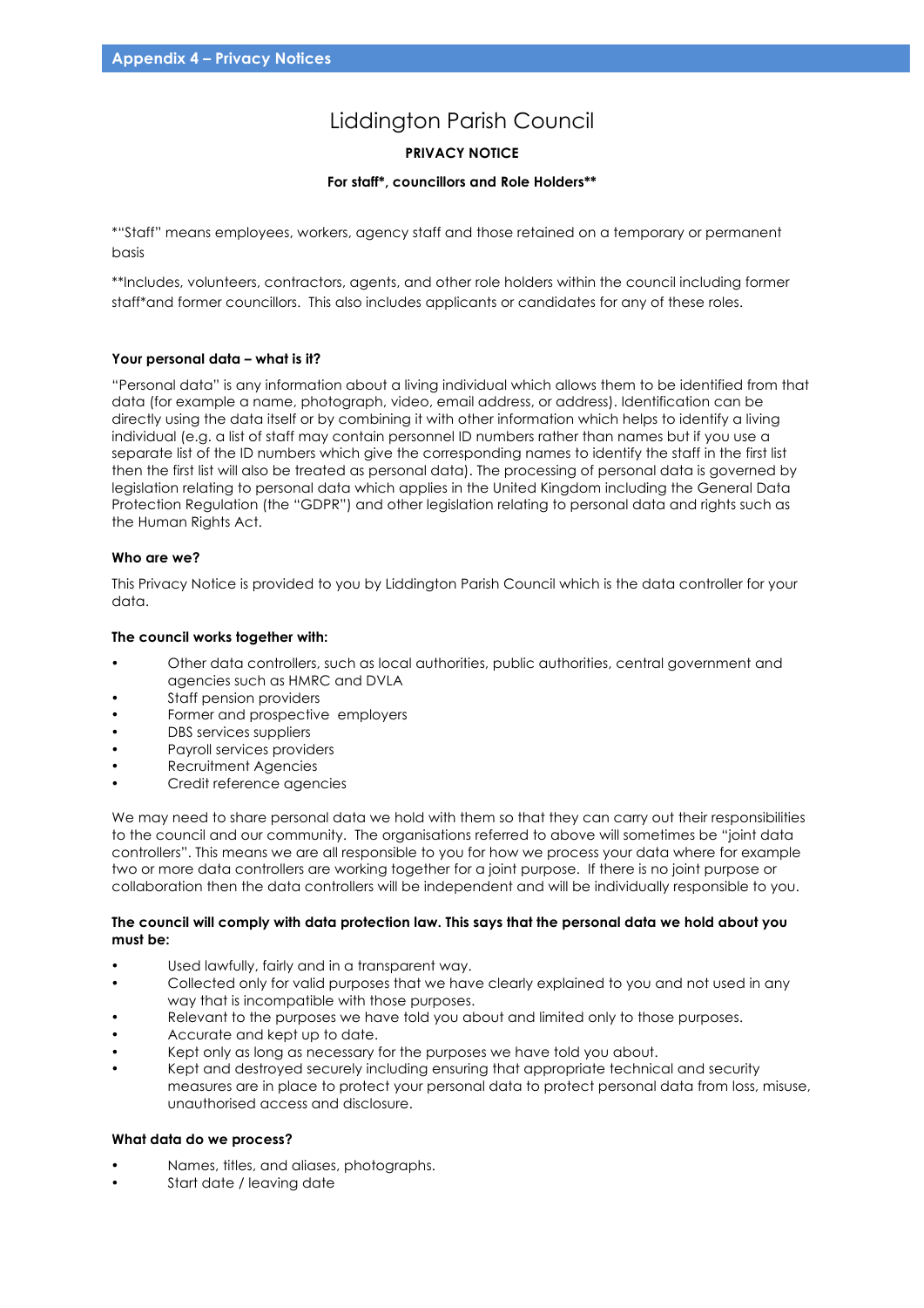**Appendix 4 – Privacy Notices**

# Liddington Parish Council

## PRIVACY NOTICE

### For staff*, councillors and Role Holders**

*"Staff" means employees, workers, agency staff and those retained on a temporary or permanent basis

**Includes, volunteers, contractors, agents, and other role holders within the council including former staff*and former councillors. This also includes applicants or candidates for any of these roles.

**Your personal data – what is it?**

"Personal data" is any information about a living individual which allows them to be identified from that data (for example a name, photograph, video, email address, or address). Identification can be directly using the data itself or by combining it with other information which helps to identify a living individual (e.g. a list of staff may contain personnel ID numbers rather than names but if you use a separate list of the ID numbers which give the corresponding names to identify the staff in the first list then the first list will also be treated as personal data). The processing of personal data is governed by legislation relating to personal data which applies in the United Kingdom including the General Data Protection Regulation (the "GDPR") and other legislation relating to personal data and rights such as the Human Rights Act.

**Who are we?**

This Privacy Notice is provided to you by Liddington Parish Council which is the data controller for your data.

**The council works together with:**

- Other data controllers, such as local authorities, public authorities, central government and agencies such as HMRC and DVLA
- Staff pension providers
- Former and prospective employers
- DBS services suppliers
- Payroll services providers
- Recruitment Agencies
- Credit reference agencies

We may need to share personal data we hold with them so that they can carry out their responsibilities to the council and our community. The organisations referred to above will sometimes be "joint data controllers". This means we are all responsible to you for how we process your data where for example two or more data controllers are working together for a joint purpose. If there is no joint purpose or collaboration then the data controllers will be independent and will be individually responsible to you.

**The council will comply with data protection law. This says that the personal data we hold about you must be:**

- Used lawfully, fairly and in a transparent way.
- Collected only for valid purposes that we have clearly explained to you and not used in any way that is incompatible with those purposes.
- Relevant to the purposes we have told you about and limited only to those purposes.
- Accurate and kept up to date.
- Kept only as long as necessary for the purposes we have told you about.
- Kept and destroyed securely including ensuring that appropriate technical and security measures are in place to protect your personal data to protect personal data from loss, misuse, unauthorised access and disclosure.

**What data do we process?**

- Names, titles, and aliases, photographs.
- Start date / leaving date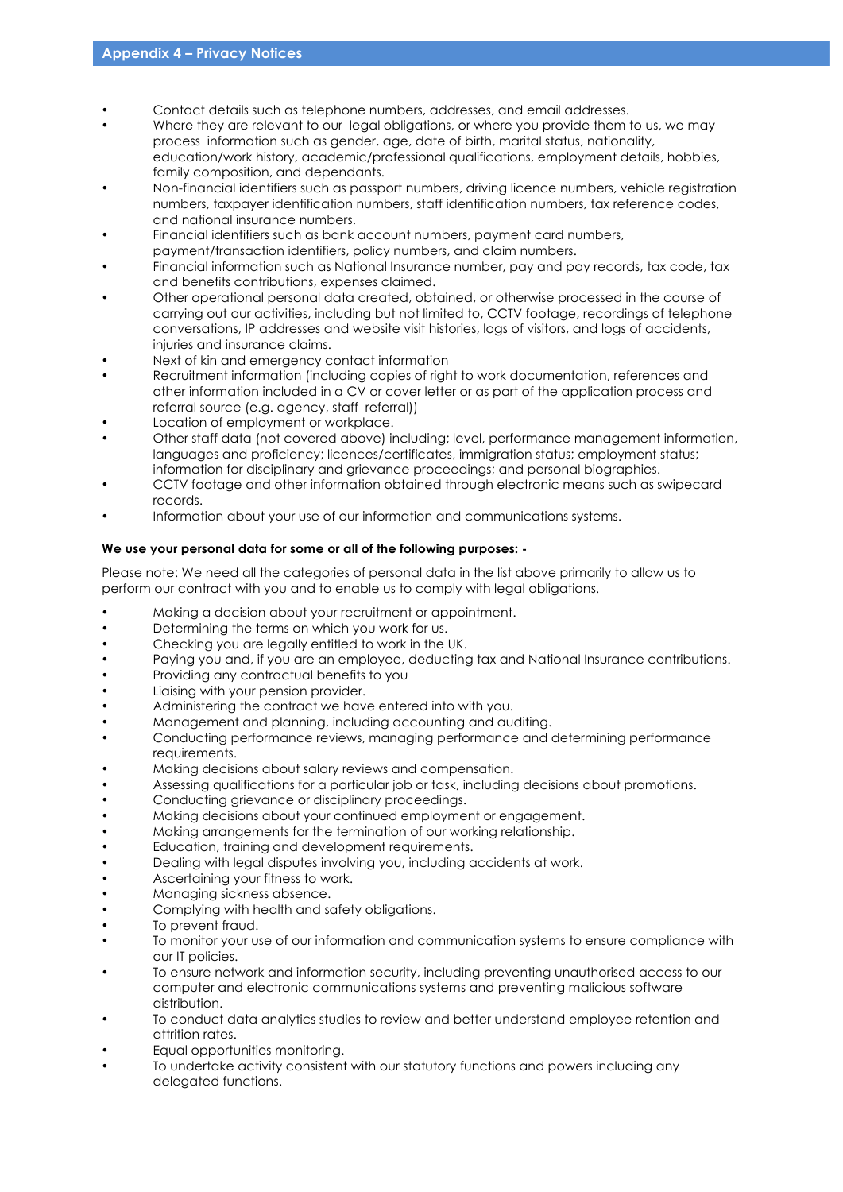## Appendix 4 – Privacy Notices

- Contact details such as telephone numbers, addresses, and email addresses.
- Where they are relevant to our legal obligations, or where you provide them to us, we may process information such as gender, age, date of birth, marital status, nationality, education/work history, academic/professional qualifications, employment details, hobbies, family composition, and dependants.
- Non-financial identifiers such as passport numbers, driving licence numbers, vehicle registration numbers, taxpayer identification numbers, staff identification numbers, tax reference codes, and national insurance numbers.
- Financial identifiers such as bank account numbers, payment card numbers, payment/transaction identifiers, policy numbers, and claim numbers.
- Financial information such as National Insurance number, pay and pay records, tax code, tax and benefits contributions, expenses claimed.
- Other operational personal data created, obtained, or otherwise processed in the course of carrying out our activities, including but not limited to, CCTV footage, recordings of telephone conversations, IP addresses and website visit histories, logs of visitors, and logs of accidents, injuries and insurance claims.
- Next of kin and emergency contact information
- Recruitment information (including copies of right to work documentation, references and other information included in a CV or cover letter or as part of the application process and referral source (e.g. agency, staff referral))
- Location of employment or workplace.
- Other staff data (not covered above) including; level, performance management information, languages and proficiency; licences/certificates, immigration status; employment status; information for disciplinary and grievance proceedings; and personal biographies.
- CCTV footage and other information obtained through electronic means such as swipecard records.
- Information about your use of our information and communications systems.

**We use your personal data for some or all of the following purposes: -**

Please note: We need all the categories of personal data in the list above primarily to allow us to perform our contract with you and to enable us to comply with legal obligations.

- Making a decision about your recruitment or appointment.
- Determining the terms on which you work for us.
- Checking you are legally entitled to work in the UK.
- Paying you and, if you are an employee, deducting tax and National Insurance contributions.
- Providing any contractual benefits to you
- Liaising with your pension provider.
- Administering the contract we have entered into with you.
- Management and planning, including accounting and auditing.
- Conducting performance reviews, managing performance and determining performance requirements.
- Making decisions about salary reviews and compensation.
- Assessing qualifications for a particular job or task, including decisions about promotions.
- Conducting grievance or disciplinary proceedings.
- Making decisions about your continued employment or engagement.
- Making arrangements for the termination of our working relationship.
- Education, training and development requirements.
- Dealing with legal disputes involving you, including accidents at work.
- Ascertaining your fitness to work.
- Managing sickness absence.
- Complying with health and safety obligations.
- To prevent fraud.
- To monitor your use of our information and communication systems to ensure compliance with our IT policies.
- To ensure network and information security, including preventing unauthorised access to our computer and electronic communications systems and preventing malicious software distribution.
- To conduct data analytics studies to review and better understand employee retention and attrition rates.
- Equal opportunities monitoring.
- To undertake activity consistent with our statutory functions and powers including any delegated functions.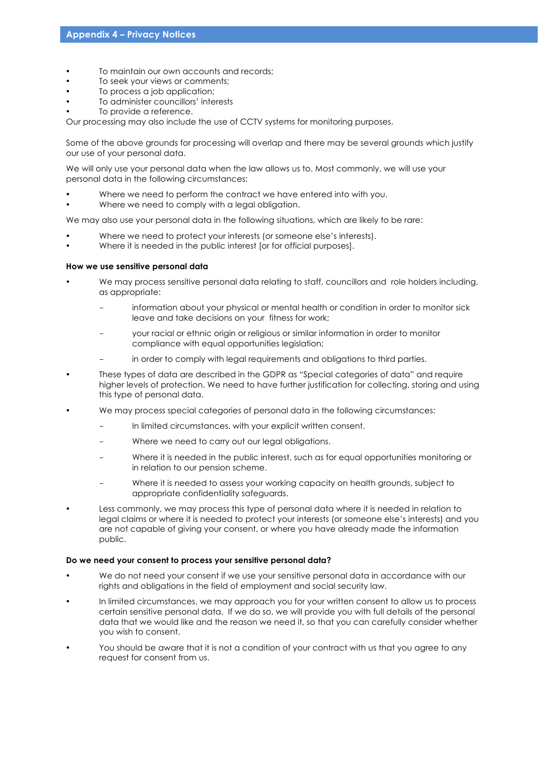- To maintain our own accounts and records;
- To seek your views or comments;
- To process a job application;
- To administer councillors' interests
- To provide a reference.

Our processing may also include the use of CCTV systems for monitoring purposes.

Some of the above grounds for processing will overlap and there may be several grounds which justify our use of your personal data.

We will only use your personal data when the law allows us to. Most commonly, we will use your personal data in the following circumstances:

- Where we need to perform the contract we have entered into with you.
- Where we need to comply with a legal obligation.

We may also use your personal data in the following situations, which are likely to be rare:

- Where we need to protect your interests (or someone else's interests).
- Where it is needed in the public interest [or for official purposes].

**How we use sensitive personal data**

- We may process sensitive personal data relating to staff, councillors and role holders including, as appropriate:
  - information about your physical or mental health or condition in order to monitor sick leave and take decisions on your fitness for work;
  - your racial or ethnic origin or religious or similar information in order to monitor compliance with equal opportunities legislation;
  - in order to comply with legal requirements and obligations to third parties.
- These types of data are described in the GDPR as "Special categories of data" and require higher levels of protection. We need to have further justification for collecting, storing and using this type of personal data.
- We may process special categories of personal data in the following circumstances:
  - In limited circumstances, with your explicit written consent.
  - Where we need to carry out our legal obligations.
  - Where it is needed in the public interest, such as for equal opportunities monitoring or in relation to our pension scheme.
  - Where it is needed to assess your working capacity on health grounds, subject to appropriate confidentiality safeguards.
- Less commonly, we may process this type of personal data where it is needed in relation to legal claims or where it is needed to protect your interests (or someone else's interests) and you are not capable of giving your consent, or where you have already made the information public.

**Do we need your consent to process your sensitive personal data?**

- We do not need your consent if we use your sensitive personal data in accordance with our rights and obligations in the field of employment and social security law.
- In limited circumstances, we may approach you for your written consent to allow us to process certain sensitive personal data. If we do so, we will provide you with full details of the personal data that we would like and the reason we need it, so that you can carefully consider whether you wish to consent.
- You should be aware that it is not a condition of your contract with us that you agree to any request for consent from us.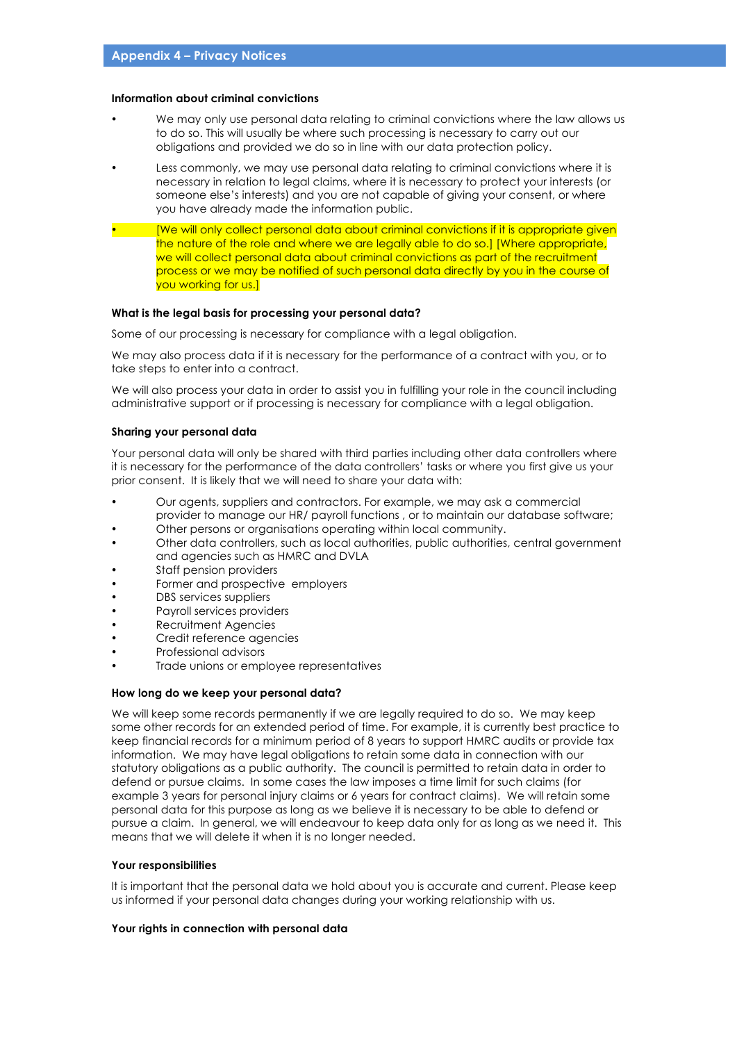## Appendix 4 – Privacy Notices

**Information about criminal convictions**

- We may only use personal data relating to criminal convictions where the law allows us to do so. This will usually be where such processing is necessary to carry out our obligations and provided we do so in line with our data protection policy.
- Less commonly, we may use personal data relating to criminal convictions where it is necessary in relation to legal claims, where it is necessary to protect your interests (or someone else's interests) and you are not capable of giving your consent, or where you have already made the information public.
- [We will only collect personal data about criminal convictions if it is appropriate given the nature of the role and where we are legally able to do so.] [Where appropriate, we will collect personal data about criminal convictions as part of the recruitment process or we may be notified of such personal data directly by you in the course of you working for us.]

**What is the legal basis for processing your personal data?**

Some of our processing is necessary for compliance with a legal obligation.

We may also process data if it is necessary for the performance of a contract with you, or to take steps to enter into a contract.

We will also process your data in order to assist you in fulfilling your role in the council including administrative support or if processing is necessary for compliance with a legal obligation.

**Sharing your personal data**

Your personal data will only be shared with third parties including other data controllers where it is necessary for the performance of the data controllers' tasks or where you first give us your prior consent. It is likely that we will need to share your data with:

- Our agents, suppliers and contractors. For example, we may ask a commercial provider to manage our HR/ payroll functions , or to maintain our database software;
- Other persons or organisations operating within local community.
- Other data controllers, such as local authorities, public authorities, central government and agencies such as HMRC and DVLA
- Staff pension providers
- Former and prospective employers
- DBS services suppliers
- Payroll services providers
- Recruitment Agencies
- Credit reference agencies
- Professional advisors
- Trade unions or employee representatives

**How long do we keep your personal data?**

We will keep some records permanently if we are legally required to do so. We may keep some other records for an extended period of time. For example, it is currently best practice to keep financial records for a minimum period of 8 years to support HMRC audits or provide tax information. We may have legal obligations to retain some data in connection with our statutory obligations as a public authority. The council is permitted to retain data in order to defend or pursue claims. In some cases the law imposes a time limit for such claims (for example 3 years for personal injury claims or 6 years for contract claims). We will retain some personal data for this purpose as long as we believe it is necessary to be able to defend or pursue a claim. In general, we will endeavour to keep data only for as long as we need it. This means that we will delete it when it is no longer needed.

**Your responsibilities**

It is important that the personal data we hold about you is accurate and current. Please keep us informed if your personal data changes during your working relationship with us.

**Your rights in connection with personal data**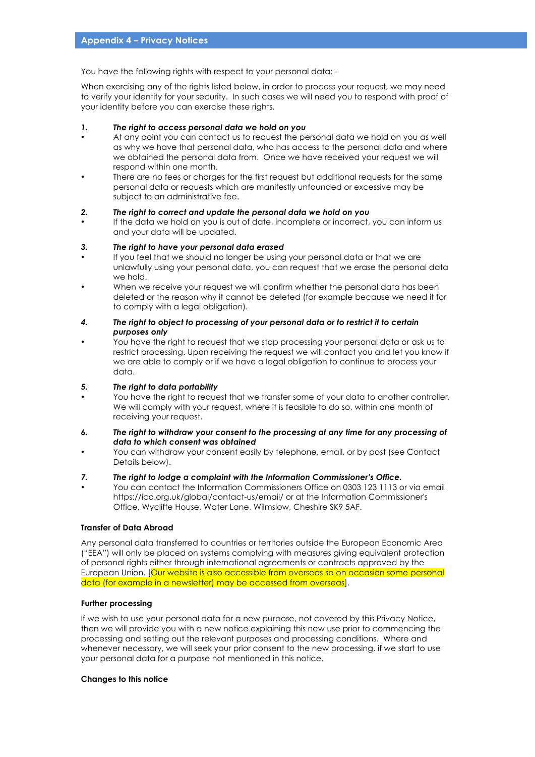## Appendix 4 – Privacy Notices

You have the following rights with respect to your personal data: -

When exercising any of the rights listed below, in order to process your request, we may need to verify your identity for your security. In such cases we will need you to respond with proof of your identity before you can exercise these rights.

***1. The right to access personal data we hold on you***

- At any point you can contact us to request the personal data we hold on you as well as why we have that personal data, who has access to the personal data and where we obtained the personal data from. Once we have received your request we will respond within one month.
- There are no fees or charges for the first request but additional requests for the same personal data or requests which are manifestly unfounded or excessive may be subject to an administrative fee.

***2. The right to correct and update the personal data we hold on you***

- If the data we hold on you is out of date, incomplete or incorrect, you can inform us and your data will be updated.

***3. The right to have your personal data erased***

- If you feel that we should no longer be using your personal data or that we are unlawfully using your personal data, you can request that we erase the personal data we hold.
- When we receive your request we will confirm whether the personal data has been deleted or the reason why it cannot be deleted (for example because we need it for to comply with a legal obligation).

***4. The right to object to processing of your personal data or to restrict it to certain purposes only***

- You have the right to request that we stop processing your personal data or ask us to restrict processing. Upon receiving the request we will contact you and let you know if we are able to comply or if we have a legal obligation to continue to process your data.

***5. The right to data portability***

- You have the right to request that we transfer some of your data to another controller. We will comply with your request, where it is feasible to do so, within one month of receiving your request.

***6. The right to withdraw your consent to the processing at any time for any processing of data to which consent was obtained***

- You can withdraw your consent easily by telephone, email, or by post (see Contact Details below).

***7. The right to lodge a complaint with the Information Commissioner's Office.***

- You can contact the Information Commissioners Office on 0303 123 1113 or via email https://ico.org.uk/global/contact-us/email/ or at the Information Commissioner's Office, Wycliffe House, Water Lane, Wilmslow, Cheshire SK9 5AF.

**Transfer of Data Abroad**

Any personal data transferred to countries or territories outside the European Economic Area ("EEA") will only be placed on systems complying with measures giving equivalent protection of personal rights either through international agreements or contracts approved by the European Union. [Our website is also accessible from overseas so on occasion some personal data (for example in a newsletter) may be accessed from overseas].

**Further processing**

If we wish to use your personal data for a new purpose, not covered by this Privacy Notice, then we will provide you with a new notice explaining this new use prior to commencing the processing and setting out the relevant purposes and processing conditions. Where and whenever necessary, we will seek your prior consent to the new processing, if we start to use your personal data for a purpose not mentioned in this notice.

**Changes to this notice**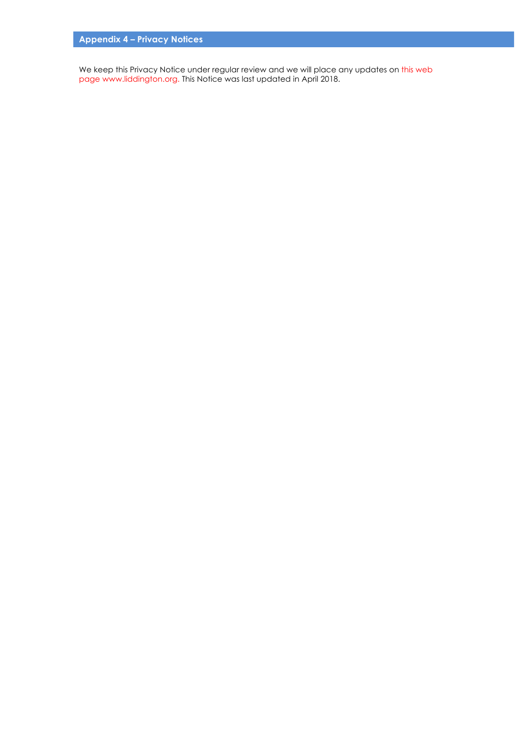## Appendix 4 – Privacy Notices

We keep this Privacy Notice under regular review and we will place any updates on this web page www.liddington.org. This Notice was last updated in April 2018.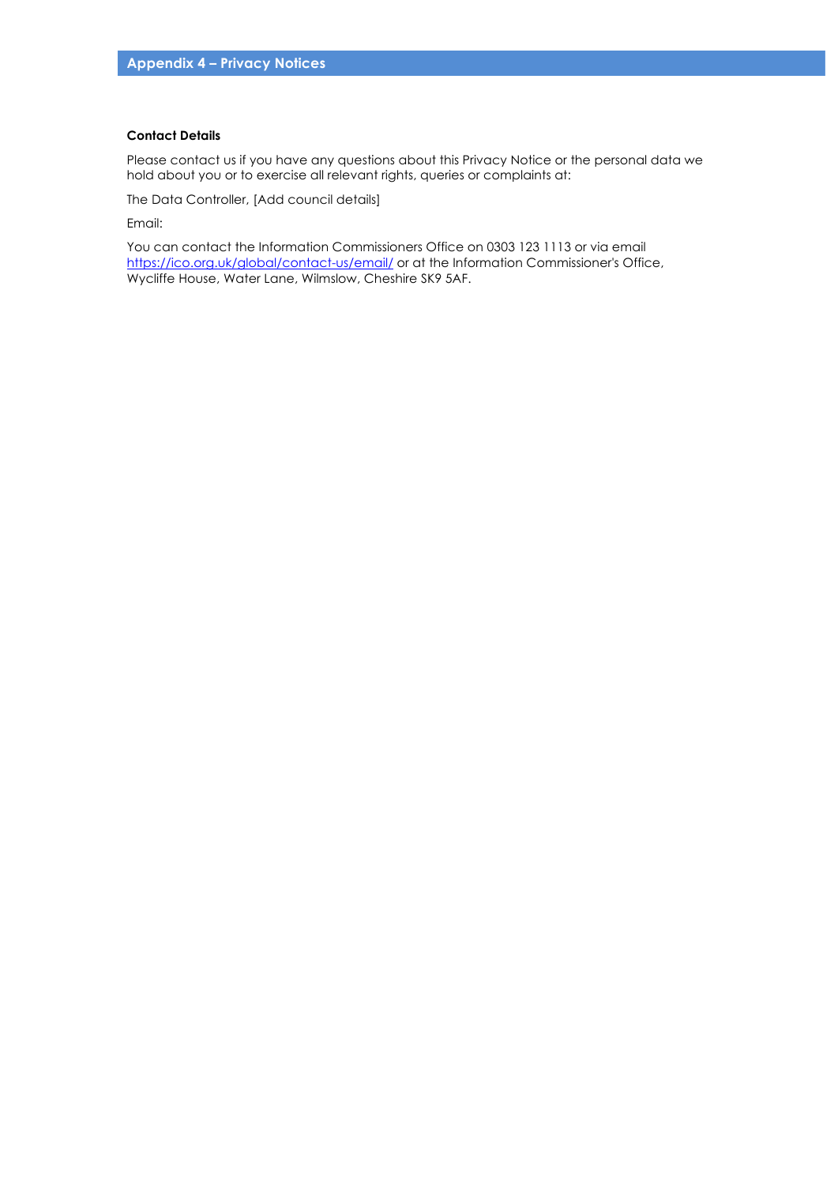## Appendix 4 – Privacy Notices

**Contact Details**

Please contact us if you have any questions about this Privacy Notice or the personal data we hold about you or to exercise all relevant rights, queries or complaints at:

The Data Controller, [Add council details]

Email:

You can contact the Information Commissioners Office on 0303 123 1113 or via email https://ico.org.uk/global/contact-us/email/ or at the Information Commissioner's Office, Wycliffe House, Water Lane, Wilmslow, Cheshire SK9 5AF.